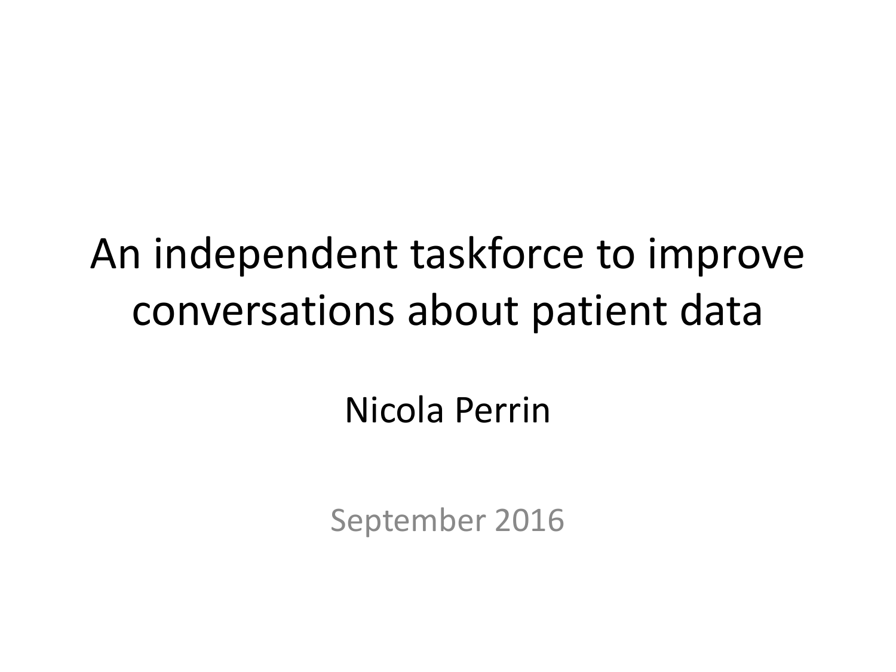# An independent taskforce to improve conversations about patient data

Nicola Perrin

September 2016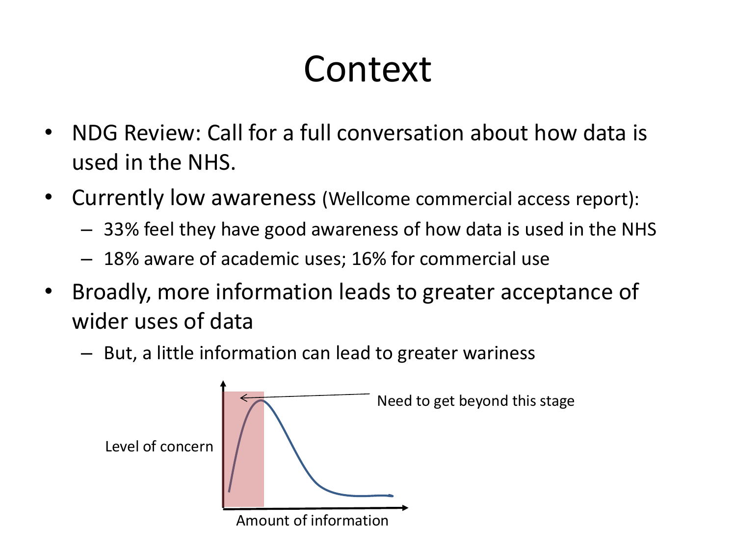# Context

- NDG Review: Call for a full conversation about how data is used in the NHS.
- Currently low awareness (Wellcome commercial access report):
  - 33% feel they have good awareness of how data is used in the NHS
  - 18% aware of academic uses; 16% for commercial use
- Broadly, more information leads to greater acceptance of wider uses of data
  - But, a little information can lead to greater wariness

Level of concern

Need to get beyond this stage

Amount of information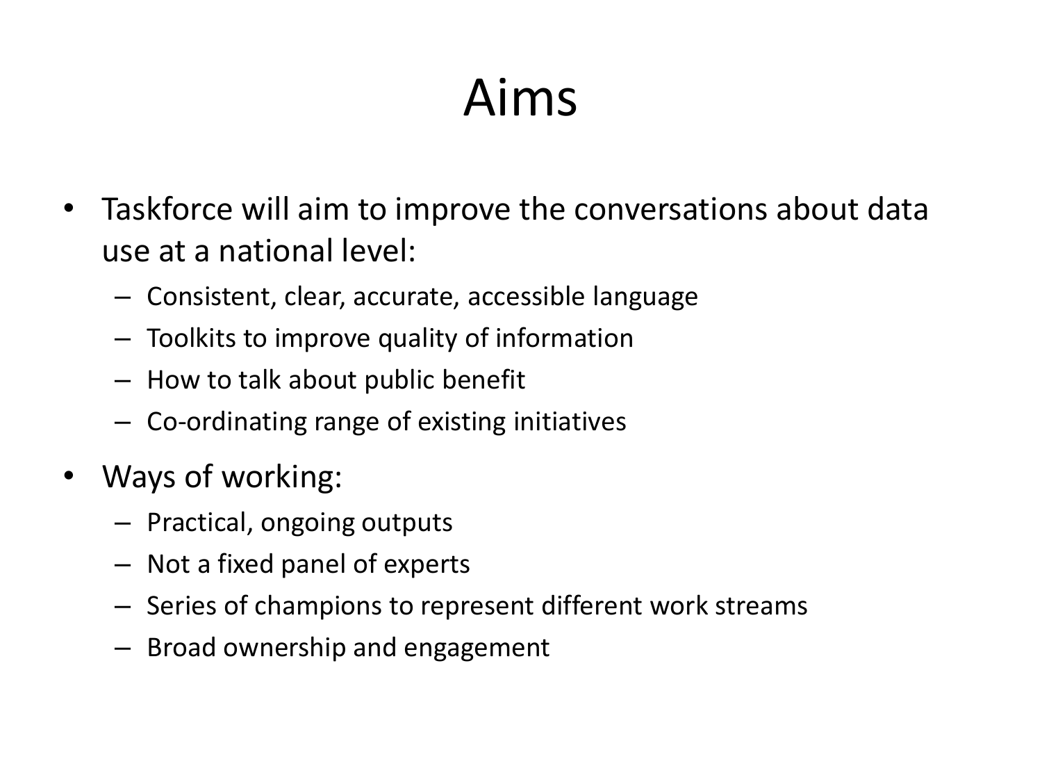# Aims

- Taskforce will aim to improve the conversations about data use at a national level:
  - Consistent, clear, accurate, accessible language
  - Toolkits to improve quality of information
  - How to talk about public benefit
  - Co-ordinating range of existing initiatives
- Ways of working:
  - Practical, ongoing outputs
  - Not a fixed panel of experts
  - Series of champions to represent different work streams
  - Broad ownership and engagement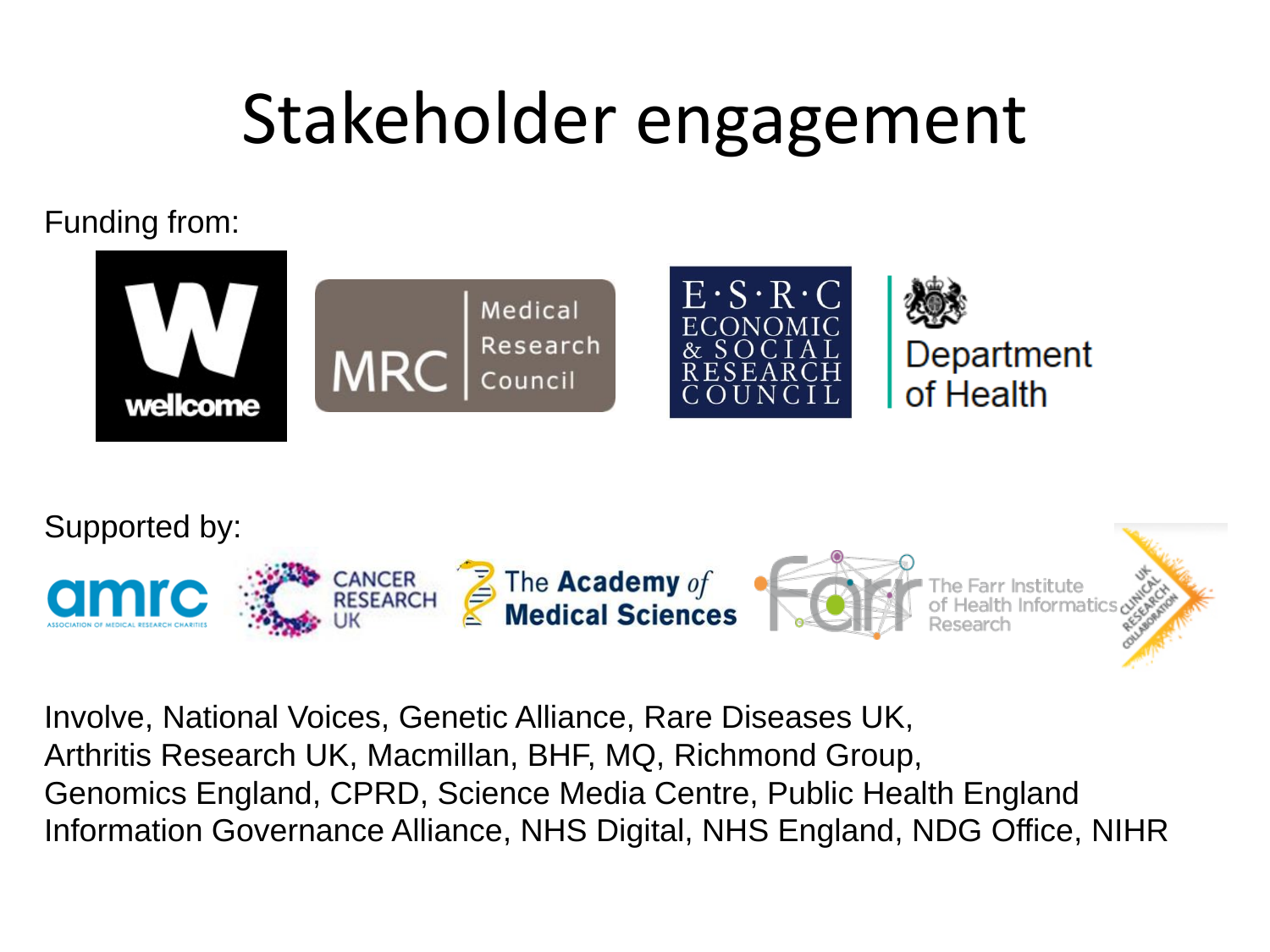# Stakeholder engagement

Funding from:

wellcome

MRC Medical Research Council

E·S·R·C ECONOMIC & SOCIAL RESEARCH COUNCIL

Department of Health

Supported by:

amrc ASSOCIATION OF MEDICAL RESEARCH CHARITIES

CANCER RESEARCH UK

The Academy of Medical Sciences

Farr The Farr Institute of Health Informatics Research

UK CLINICAL RESEARCH COLLABORATION

Involve, National Voices, Genetic Alliance, Rare Diseases UK,
Arthritis Research UK, Macmillan, BHF, MQ, Richmond Group,
Genomics England, CPRD, Science Media Centre, Public Health England
Information Governance Alliance, NHS Digital, NHS England, NDG Office, NIHR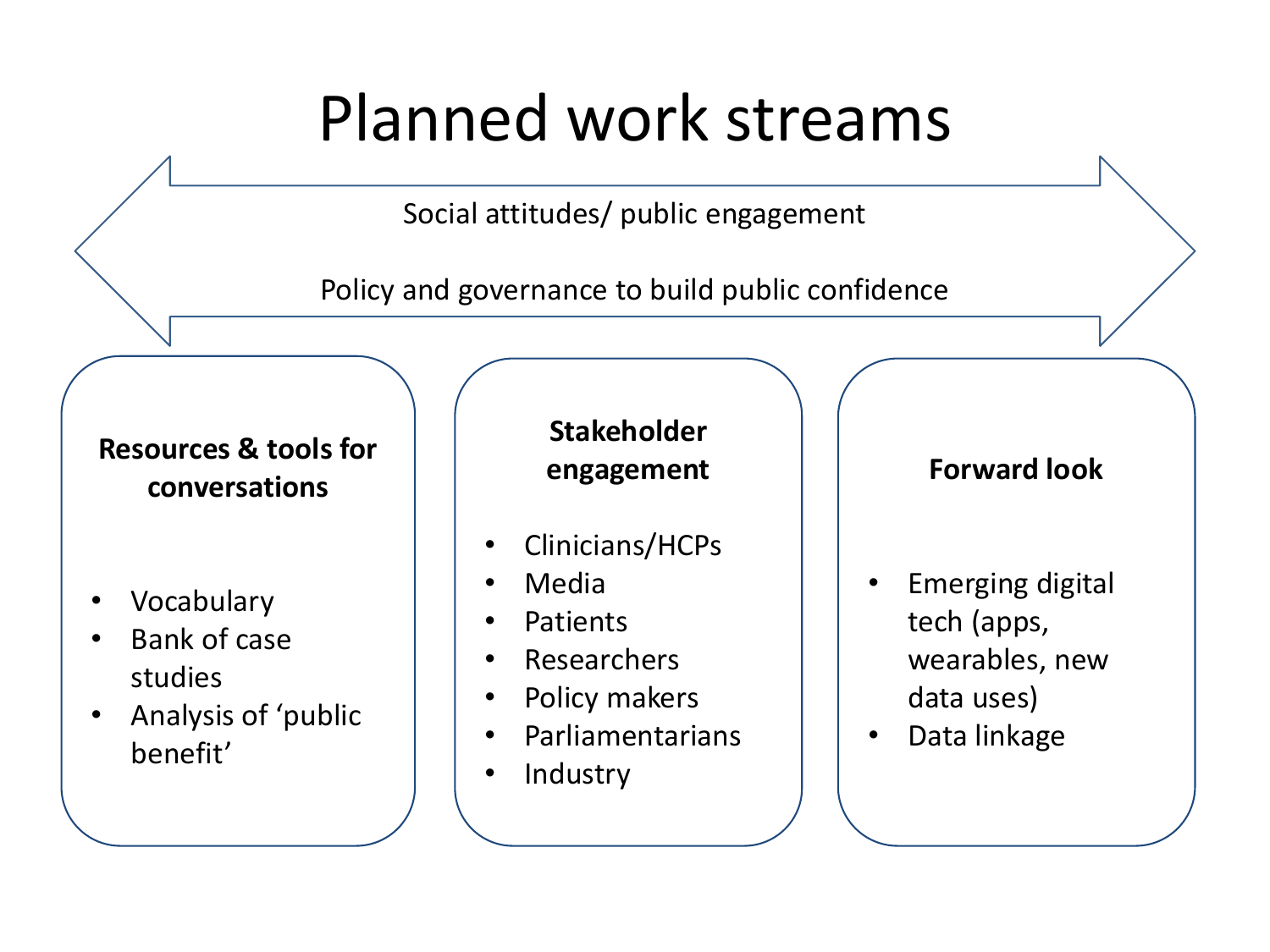# Planned work streams

Social attitudes/ public engagement

Policy and governance to build public confidence

**Resources & tools for conversations**

- Vocabulary
- Bank of case studies
- Analysis of 'public benefit'

**Stakeholder engagement**

- Clinicians/HCPs
- Media
- Patients
- Researchers
- Policy makers
- Parliamentarians
- Industry

**Forward look**

- Emerging digital tech (apps, wearables, new data uses)
- Data linkage